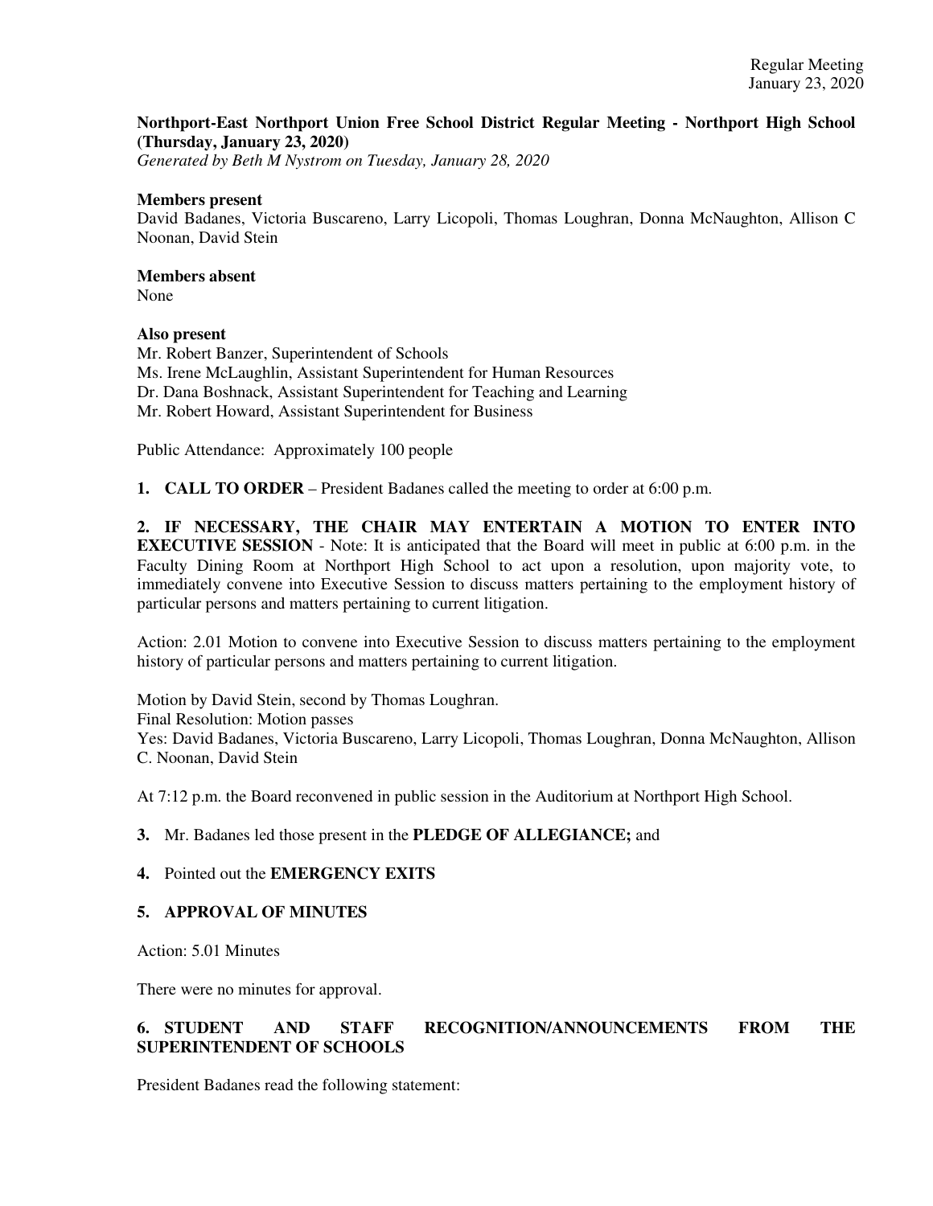**Northport-East Northport Union Free School District Regular Meeting - Northport High School (Thursday, January 23, 2020)**

*Generated by Beth M Nystrom on Tuesday, January 28, 2020*

**Members present**

David Badanes, Victoria Buscareno, Larry Licopoli, Thomas Loughran, Donna McNaughton, Allison C Noonan, David Stein

**Members absent**

None

**Also present**

Mr. Robert Banzer, Superintendent of Schools
Ms. Irene McLaughlin, Assistant Superintendent for Human Resources
Dr. Dana Boshnack, Assistant Superintendent for Teaching and Learning
Mr. Robert Howard, Assistant Superintendent for Business

Public Attendance: Approximately 100 people

**1. CALL TO ORDER** – President Badanes called the meeting to order at 6:00 p.m.

**2. IF NECESSARY, THE CHAIR MAY ENTERTAIN A MOTION TO ENTER INTO EXECUTIVE SESSION** - Note: It is anticipated that the Board will meet in public at 6:00 p.m. in the Faculty Dining Room at Northport High School to act upon a resolution, upon majority vote, to immediately convene into Executive Session to discuss matters pertaining to the employment history of particular persons and matters pertaining to current litigation.

Action: 2.01 Motion to convene into Executive Session to discuss matters pertaining to the employment history of particular persons and matters pertaining to current litigation.

Motion by David Stein, second by Thomas Loughran.
Final Resolution: Motion passes
Yes: David Badanes, Victoria Buscareno, Larry Licopoli, Thomas Loughran, Donna McNaughton, Allison C. Noonan, David Stein

At 7:12 p.m. the Board reconvened in public session in the Auditorium at Northport High School.

**3.** Mr. Badanes led those present in the **PLEDGE OF ALLEGIANCE;** and

**4.** Pointed out the **EMERGENCY EXITS**

**5. APPROVAL OF MINUTES**

Action: 5.01 Minutes

There were no minutes for approval.

**6. STUDENT AND STAFF RECOGNITION/ANNOUNCEMENTS FROM THE SUPERINTENDENT OF SCHOOLS**

President Badanes read the following statement: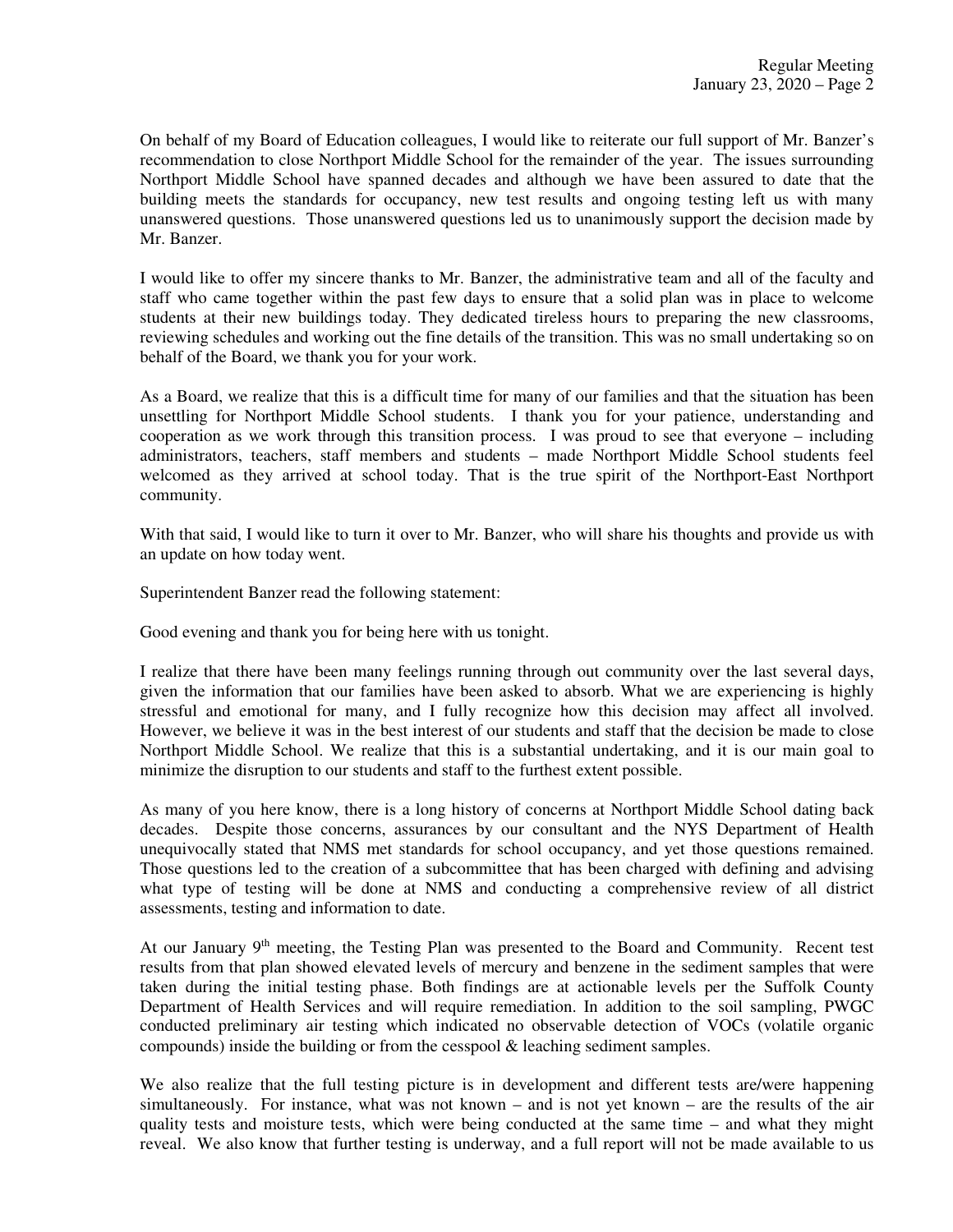On behalf of my Board of Education colleagues, I would like to reiterate our full support of Mr. Banzer's recommendation to close Northport Middle School for the remainder of the year. The issues surrounding Northport Middle School have spanned decades and although we have been assured to date that the building meets the standards for occupancy, new test results and ongoing testing left us with many unanswered questions. Those unanswered questions led us to unanimously support the decision made by Mr. Banzer.

I would like to offer my sincere thanks to Mr. Banzer, the administrative team and all of the faculty and staff who came together within the past few days to ensure that a solid plan was in place to welcome students at their new buildings today. They dedicated tireless hours to preparing the new classrooms, reviewing schedules and working out the fine details of the transition. This was no small undertaking so on behalf of the Board, we thank you for your work.

As a Board, we realize that this is a difficult time for many of our families and that the situation has been unsettling for Northport Middle School students. I thank you for your patience, understanding and cooperation as we work through this transition process. I was proud to see that everyone – including administrators, teachers, staff members and students – made Northport Middle School students feel welcomed as they arrived at school today. That is the true spirit of the Northport-East Northport community.

With that said, I would like to turn it over to Mr. Banzer, who will share his thoughts and provide us with an update on how today went.

Superintendent Banzer read the following statement:

Good evening and thank you for being here with us tonight.

I realize that there have been many feelings running through out community over the last several days, given the information that our families have been asked to absorb. What we are experiencing is highly stressful and emotional for many, and I fully recognize how this decision may affect all involved. However, we believe it was in the best interest of our students and staff that the decision be made to close Northport Middle School. We realize that this is a substantial undertaking, and it is our main goal to minimize the disruption to our students and staff to the furthest extent possible.

As many of you here know, there is a long history of concerns at Northport Middle School dating back decades. Despite those concerns, assurances by our consultant and the NYS Department of Health unequivocally stated that NMS met standards for school occupancy, and yet those questions remained. Those questions led to the creation of a subcommittee that has been charged with defining and advising what type of testing will be done at NMS and conducting a comprehensive review of all district assessments, testing and information to date.

At our January 9th meeting, the Testing Plan was presented to the Board and Community. Recent test results from that plan showed elevated levels of mercury and benzene in the sediment samples that were taken during the initial testing phase. Both findings are at actionable levels per the Suffolk County Department of Health Services and will require remediation. In addition to the soil sampling, PWGC conducted preliminary air testing which indicated no observable detection of VOCs (volatile organic compounds) inside the building or from the cesspool & leaching sediment samples.

We also realize that the full testing picture is in development and different tests are/were happening simultaneously. For instance, what was not known – and is not yet known – are the results of the air quality tests and moisture tests, which were being conducted at the same time – and what they might reveal. We also know that further testing is underway, and a full report will not be made available to us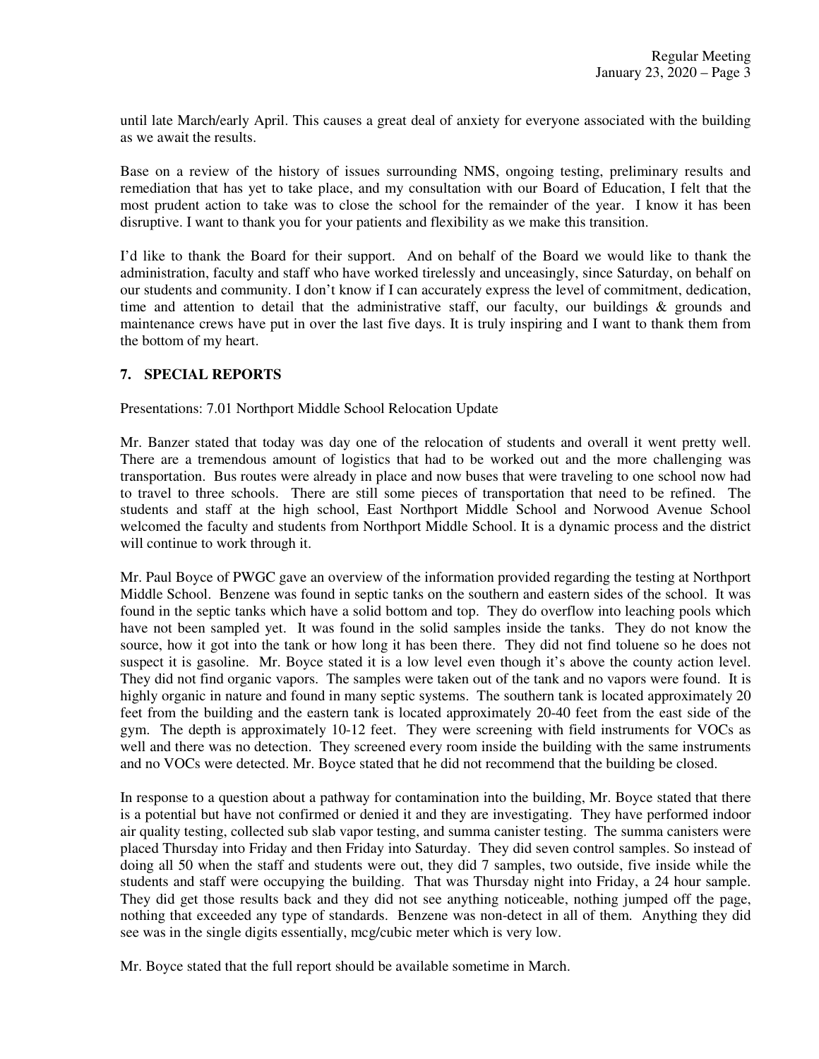until late March/early April. This causes a great deal of anxiety for everyone associated with the building as we await the results.

Base on a review of the history of issues surrounding NMS, ongoing testing, preliminary results and remediation that has yet to take place, and my consultation with our Board of Education, I felt that the most prudent action to take was to close the school for the remainder of the year. I know it has been disruptive. I want to thank you for your patients and flexibility as we make this transition.

I'd like to thank the Board for their support. And on behalf of the Board we would like to thank the administration, faculty and staff who have worked tirelessly and unceasingly, since Saturday, on behalf on our students and community. I don't know if I can accurately express the level of commitment, dedication, time and attention to detail that the administrative staff, our faculty, our buildings & grounds and maintenance crews have put in over the last five days. It is truly inspiring and I want to thank them from the bottom of my heart.

## 7. SPECIAL REPORTS

Presentations: 7.01 Northport Middle School Relocation Update

Mr. Banzer stated that today was day one of the relocation of students and overall it went pretty well. There are a tremendous amount of logistics that had to be worked out and the more challenging was transportation. Bus routes were already in place and now buses that were traveling to one school now had to travel to three schools. There are still some pieces of transportation that need to be refined. The students and staff at the high school, East Northport Middle School and Norwood Avenue School welcomed the faculty and students from Northport Middle School. It is a dynamic process and the district will continue to work through it.

Mr. Paul Boyce of PWGC gave an overview of the information provided regarding the testing at Northport Middle School. Benzene was found in septic tanks on the southern and eastern sides of the school. It was found in the septic tanks which have a solid bottom and top. They do overflow into leaching pools which have not been sampled yet. It was found in the solid samples inside the tanks. They do not know the source, how it got into the tank or how long it has been there. They did not find toluene so he does not suspect it is gasoline. Mr. Boyce stated it is a low level even though it's above the county action level. They did not find organic vapors. The samples were taken out of the tank and no vapors were found. It is highly organic in nature and found in many septic systems. The southern tank is located approximately 20 feet from the building and the eastern tank is located approximately 20-40 feet from the east side of the gym. The depth is approximately 10-12 feet. They were screening with field instruments for VOCs as well and there was no detection. They screened every room inside the building with the same instruments and no VOCs were detected. Mr. Boyce stated that he did not recommend that the building be closed.

In response to a question about a pathway for contamination into the building, Mr. Boyce stated that there is a potential but have not confirmed or denied it and they are investigating. They have performed indoor air quality testing, collected sub slab vapor testing, and summa canister testing. The summa canisters were placed Thursday into Friday and then Friday into Saturday. They did seven control samples. So instead of doing all 50 when the staff and students were out, they did 7 samples, two outside, five inside while the students and staff were occupying the building. That was Thursday night into Friday, a 24 hour sample. They did get those results back and they did not see anything noticeable, nothing jumped off the page, nothing that exceeded any type of standards. Benzene was non-detect in all of them. Anything they did see was in the single digits essentially, mcg/cubic meter which is very low.

Mr. Boyce stated that the full report should be available sometime in March.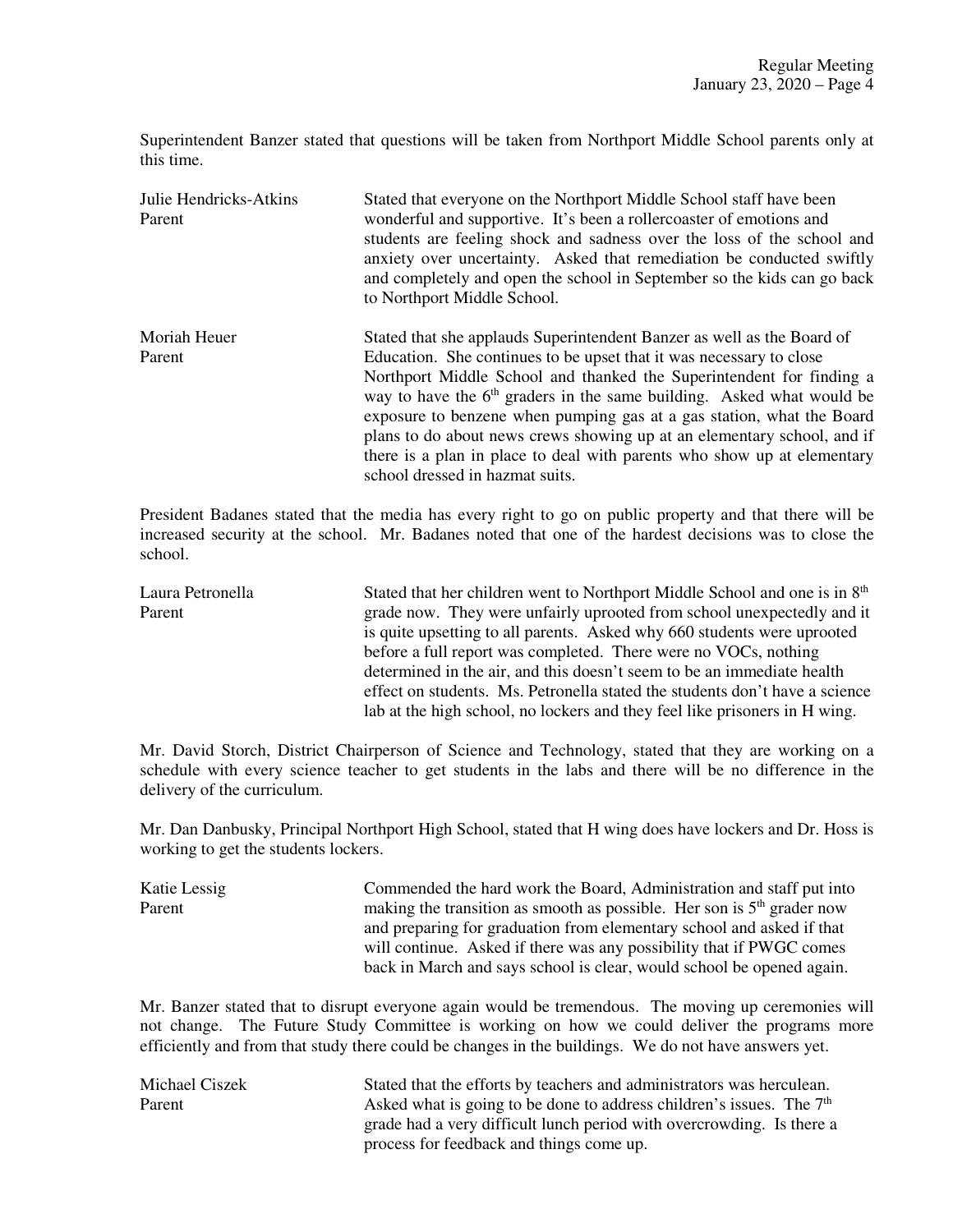Superintendent Banzer stated that questions will be taken from Northport Middle School parents only at this time.

| | |
|---|---|
| Julie Hendricks-Atkins<br>Parent | Stated that everyone on the Northport Middle School staff have been wonderful and supportive. It's been a rollercoaster of emotions and students are feeling shock and sadness over the loss of the school and anxiety over uncertainty. Asked that remediation be conducted swiftly and completely and open the school in September so the kids can go back to Northport Middle School. |
| Moriah Heuer<br>Parent | Stated that she applauds Superintendent Banzer as well as the Board of Education. She continues to be upset that it was necessary to close Northport Middle School and thanked the Superintendent for finding a way to have the 6th graders in the same building. Asked what would be exposure to benzene when pumping gas at a gas station, what the Board plans to do about news crews showing up at an elementary school, and if there is a plan in place to deal with parents who show up at elementary school dressed in hazmat suits. |

President Badanes stated that the media has every right to go on public property and that there will be increased security at the school. Mr. Badanes noted that one of the hardest decisions was to close the school.

| | |
|---|---|
| Laura Petronella<br>Parent | Stated that her children went to Northport Middle School and one is in 8th grade now. They were unfairly uprooted from school unexpectedly and it is quite upsetting to all parents. Asked why 660 students were uprooted before a full report was completed. There were no VOCs, nothing determined in the air, and this doesn't seem to be an immediate health effect on students. Ms. Petronella stated the students don't have a science lab at the high school, no lockers and they feel like prisoners in H wing. |

Mr. David Storch, District Chairperson of Science and Technology, stated that they are working on a schedule with every science teacher to get students in the labs and there will be no difference in the delivery of the curriculum.

Mr. Dan Danbusky, Principal Northport High School, stated that H wing does have lockers and Dr. Hoss is working to get the students lockers.

| | |
|---|---|
| Katie Lessig<br>Parent | Commended the hard work the Board, Administration and staff put into making the transition as smooth as possible. Her son is 5th grader now and preparing for graduation from elementary school and asked if that will continue. Asked if there was any possibility that if PWGC comes back in March and says school is clear, would school be opened again. |

Mr. Banzer stated that to disrupt everyone again would be tremendous. The moving up ceremonies will not change. The Future Study Committee is working on how we could deliver the programs more efficiently and from that study there could be changes in the buildings. We do not have answers yet.

| | |
|---|---|
| Michael Ciszek<br>Parent | Stated that the efforts by teachers and administrators was herculean. Asked what is going to be done to address children's issues. The 7th grade had a very difficult lunch period with overcrowding. Is there a process for feedback and things come up. |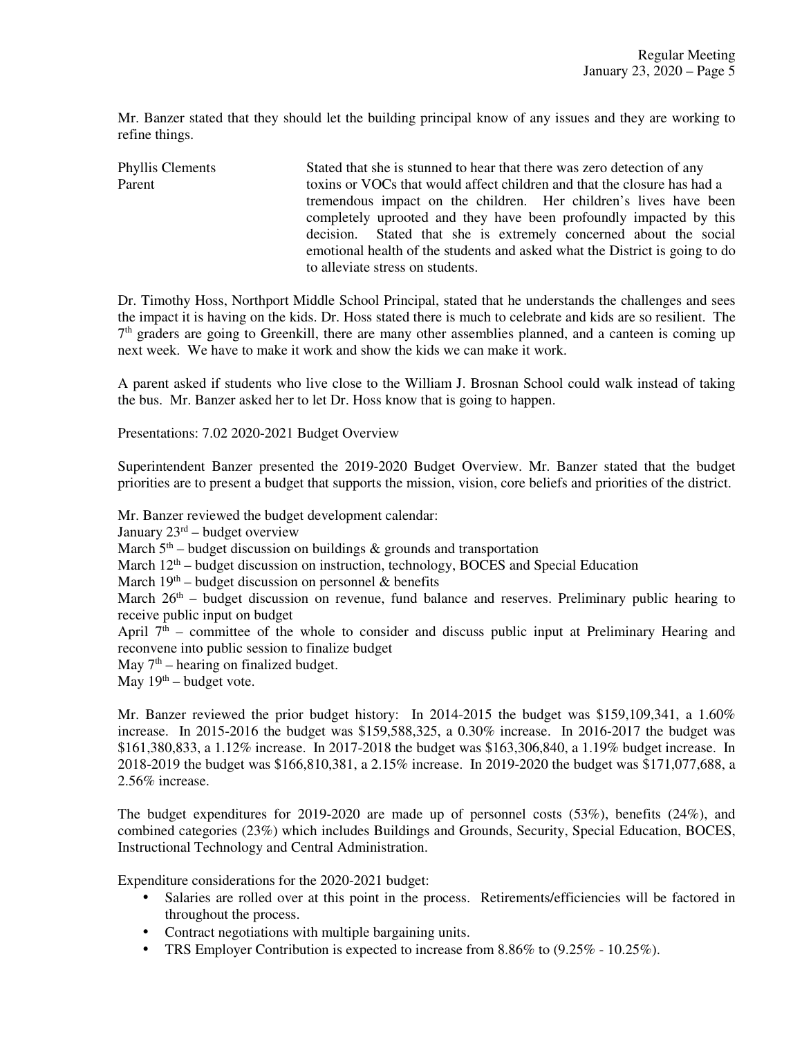Mr. Banzer stated that they should let the building principal know of any issues and they are working to refine things.

Phyllis Clements
Parent

Stated that she is stunned to hear that there was zero detection of any toxins or VOCs that would affect children and that the closure has had a tremendous impact on the children. Her children's lives have been completely uprooted and they have been profoundly impacted by this decision. Stated that she is extremely concerned about the social emotional health of the students and asked what the District is going to do to alleviate stress on students.

Dr. Timothy Hoss, Northport Middle School Principal, stated that he understands the challenges and sees the impact it is having on the kids. Dr. Hoss stated there is much to celebrate and kids are so resilient. The 7th graders are going to Greenkill, there are many other assemblies planned, and a canteen is coming up next week. We have to make it work and show the kids we can make it work.

A parent asked if students who live close to the William J. Brosnan School could walk instead of taking the bus. Mr. Banzer asked her to let Dr. Hoss know that is going to happen.

Presentations: 7.02 2020-2021 Budget Overview

Superintendent Banzer presented the 2019-2020 Budget Overview. Mr. Banzer stated that the budget priorities are to present a budget that supports the mission, vision, core beliefs and priorities of the district.

Mr. Banzer reviewed the budget development calendar:
January 23rd – budget overview
March 5th – budget discussion on buildings & grounds and transportation
March 12th – budget discussion on instruction, technology, BOCES and Special Education
March 19th – budget discussion on personnel & benefits
March 26th – budget discussion on revenue, fund balance and reserves. Preliminary public hearing to receive public input on budget
April 7th – committee of the whole to consider and discuss public input at Preliminary Hearing and reconvene into public session to finalize budget
May 7th – hearing on finalized budget.
May 19th – budget vote.

Mr. Banzer reviewed the prior budget history: In 2014-2015 the budget was $159,109,341, a 1.60% increase. In 2015-2016 the budget was $159,588,325, a 0.30% increase. In 2016-2017 the budget was $161,380,833, a 1.12% increase. In 2017-2018 the budget was $163,306,840, a 1.19% budget increase. In 2018-2019 the budget was $166,810,381, a 2.15% increase. In 2019-2020 the budget was $171,077,688, a 2.56% increase.

The budget expenditures for 2019-2020 are made up of personnel costs (53%), benefits (24%), and combined categories (23%) which includes Buildings and Grounds, Security, Special Education, BOCES, Instructional Technology and Central Administration.

Expenditure considerations for the 2020-2021 budget:

- Salaries are rolled over at this point in the process. Retirements/efficiencies will be factored in throughout the process.
- Contract negotiations with multiple bargaining units.
- TRS Employer Contribution is expected to increase from 8.86% to (9.25% - 10.25%).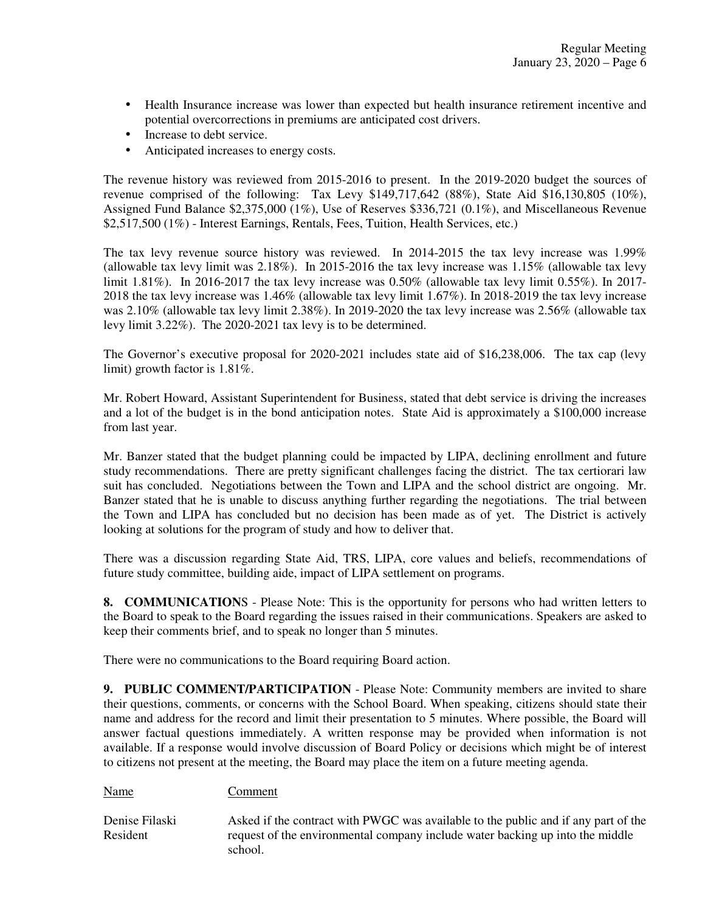- Health Insurance increase was lower than expected but health insurance retirement incentive and potential overcorrections in premiums are anticipated cost drivers.
- Increase to debt service.
- Anticipated increases to energy costs.

The revenue history was reviewed from 2015-2016 to present. In the 2019-2020 budget the sources of revenue comprised of the following: Tax Levy $149,717,642 (88%), State Aid $16,130,805 (10%), Assigned Fund Balance $2,375,000 (1%), Use of Reserves $336,721 (0.1%), and Miscellaneous Revenue $2,517,500 (1%) - Interest Earnings, Rentals, Fees, Tuition, Health Services, etc.)

The tax levy revenue source history was reviewed. In 2014-2015 the tax levy increase was 1.99% (allowable tax levy limit was 2.18%). In 2015-2016 the tax levy increase was 1.15% (allowable tax levy limit 1.81%). In 2016-2017 the tax levy increase was 0.50% (allowable tax levy limit 0.55%). In 2017-2018 the tax levy increase was 1.46% (allowable tax levy limit 1.67%). In 2018-2019 the tax levy increase was 2.10% (allowable tax levy limit 2.38%). In 2019-2020 the tax levy increase was 2.56% (allowable tax levy limit 3.22%). The 2020-2021 tax levy is to be determined.

The Governor's executive proposal for 2020-2021 includes state aid of $16,238,006. The tax cap (levy limit) growth factor is 1.81%.

Mr. Robert Howard, Assistant Superintendent for Business, stated that debt service is driving the increases and a lot of the budget is in the bond anticipation notes. State Aid is approximately a $100,000 increase from last year.

Mr. Banzer stated that the budget planning could be impacted by LIPA, declining enrollment and future study recommendations. There are pretty significant challenges facing the district. The tax certiorari law suit has concluded. Negotiations between the Town and LIPA and the school district are ongoing. Mr. Banzer stated that he is unable to discuss anything further regarding the negotiations. The trial between the Town and LIPA has concluded but no decision has been made as of yet. The District is actively looking at solutions for the program of study and how to deliver that.

There was a discussion regarding State Aid, TRS, LIPA, core values and beliefs, recommendations of future study committee, building aide, impact of LIPA settlement on programs.

**8. COMMUNICATIONS** - Please Note: This is the opportunity for persons who had written letters to the Board to speak to the Board regarding the issues raised in their communications. Speakers are asked to keep their comments brief, and to speak no longer than 5 minutes.

There were no communications to the Board requiring Board action.

**9. PUBLIC COMMENT/PARTICIPATION** - Please Note: Community members are invited to share their questions, comments, or concerns with the School Board. When speaking, citizens should state their name and address for the record and limit their presentation to 5 minutes. Where possible, the Board will answer factual questions immediately. A written response may be provided when information is not available. If a response would involve discussion of Board Policy or decisions which might be of interest to citizens not present at the meeting, the Board may place the item on a future meeting agenda.

| Name | Comment |
|---|---|
| Denise Filaski<br>Resident | Asked if the contract with PWGC was available to the public and if any part of the request of the environmental company include water backing up into the middle school. |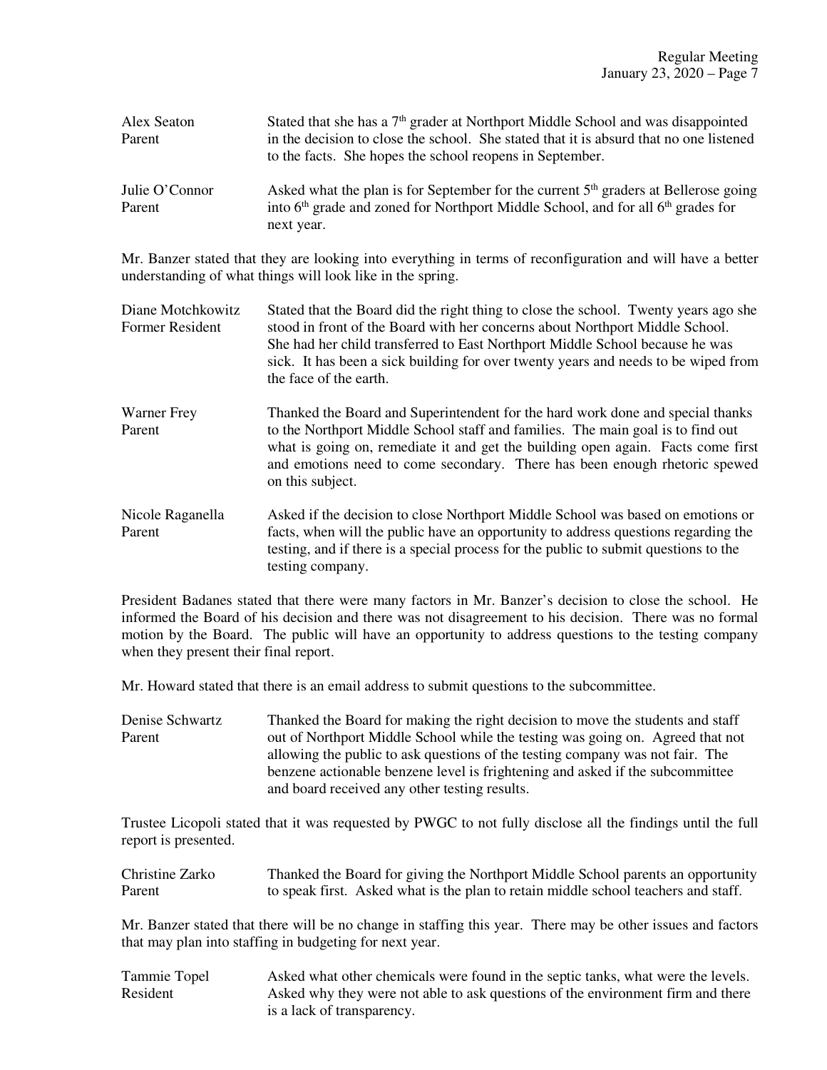| | |
|---|---|
| Alex Seaton<br>Parent | Stated that she has a 7th grader at Northport Middle School and was disappointed in the decision to close the school. She stated that it is absurd that no one listened to the facts. She hopes the school reopens in September. |
| Julie O'Connor<br>Parent | Asked what the plan is for September for the current 5th graders at Bellerose going into 6th grade and zoned for Northport Middle School, and for all 6th grades for next year. |

Mr. Banzer stated that they are looking into everything in terms of reconfiguration and will have a better understanding of what things will look like in the spring.

| | |
|---|---|
| Diane Motchkowitz<br>Former Resident | Stated that the Board did the right thing to close the school. Twenty years ago she stood in front of the Board with her concerns about Northport Middle School. She had her child transferred to East Northport Middle School because he was sick. It has been a sick building for over twenty years and needs to be wiped from the face of the earth. |
| Warner Frey<br>Parent | Thanked the Board and Superintendent for the hard work done and special thanks to the Northport Middle School staff and families. The main goal is to find out what is going on, remediate it and get the building open again. Facts come first and emotions need to come secondary. There has been enough rhetoric spewed on this subject. |
| Nicole Raganella<br>Parent | Asked if the decision to close Northport Middle School was based on emotions or facts, when will the public have an opportunity to address questions regarding the testing, and if there is a special process for the public to submit questions to the testing company. |

President Badanes stated that there were many factors in Mr. Banzer's decision to close the school. He informed the Board of his decision and there was not disagreement to his decision. There was no formal motion by the Board. The public will have an opportunity to address questions to the testing company when they present their final report.

Mr. Howard stated that there is an email address to submit questions to the subcommittee.

| | |
|---|---|
| Denise Schwartz<br>Parent | Thanked the Board for making the right decision to move the students and staff out of Northport Middle School while the testing was going on. Agreed that not allowing the public to ask questions of the testing company was not fair. The benzene actionable benzene level is frightening and asked if the subcommittee and board received any other testing results. |

Trustee Licopoli stated that it was requested by PWGC to not fully disclose all the findings until the full report is presented.

| | |
|---|---|
| Christine Zarko<br>Parent | Thanked the Board for giving the Northport Middle School parents an opportunity to speak first. Asked what is the plan to retain middle school teachers and staff. |

Mr. Banzer stated that there will be no change in staffing this year. There may be other issues and factors that may plan into staffing in budgeting for next year.

| | |
|---|---|
| Tammie Topel<br>Resident | Asked what other chemicals were found in the septic tanks, what were the levels. Asked why they were not able to ask questions of the environment firm and there is a lack of transparency. |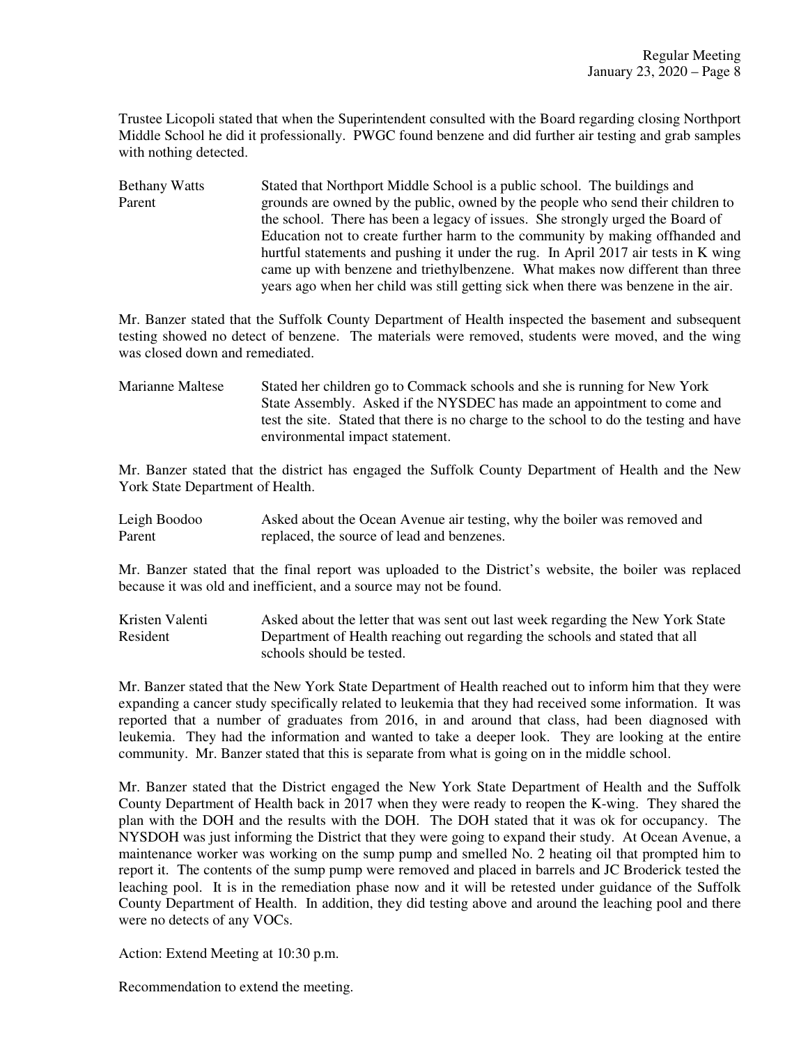Trustee Licopoli stated that when the Superintendent consulted with the Board regarding closing Northport Middle School he did it professionally. PWGC found benzene and did further air testing and grab samples with nothing detected.

| | |
|---|---|
| Bethany Watts<br>Parent | Stated that Northport Middle School is a public school. The buildings and grounds are owned by the public, owned by the people who send their children to the school. There has been a legacy of issues. She strongly urged the Board of Education not to create further harm to the community by making offhanded and hurtful statements and pushing it under the rug. In April 2017 air tests in K wing came up with benzene and triethylbenzene. What makes now different than three years ago when her child was still getting sick when there was benzene in the air. |

Mr. Banzer stated that the Suffolk County Department of Health inspected the basement and subsequent testing showed no detect of benzene. The materials were removed, students were moved, and the wing was closed down and remediated.

| | |
|---|---|
| Marianne Maltese | Stated her children go to Commack schools and she is running for New York State Assembly. Asked if the NYSDEC has made an appointment to come and test the site. Stated that there is no charge to the school to do the testing and have environmental impact statement. |

Mr. Banzer stated that the district has engaged the Suffolk County Department of Health and the New York State Department of Health.

| | |
|---|---|
| Leigh Boodoo<br>Parent | Asked about the Ocean Avenue air testing, why the boiler was removed and replaced, the source of lead and benzenes. |

Mr. Banzer stated that the final report was uploaded to the District's website, the boiler was replaced because it was old and inefficient, and a source may not be found.

| | |
|---|---|
| Kristen Valenti<br>Resident | Asked about the letter that was sent out last week regarding the New York State Department of Health reaching out regarding the schools and stated that all schools should be tested. |

Mr. Banzer stated that the New York State Department of Health reached out to inform him that they were expanding a cancer study specifically related to leukemia that they had received some information. It was reported that a number of graduates from 2016, in and around that class, had been diagnosed with leukemia. They had the information and wanted to take a deeper look. They are looking at the entire community. Mr. Banzer stated that this is separate from what is going on in the middle school.

Mr. Banzer stated that the District engaged the New York State Department of Health and the Suffolk County Department of Health back in 2017 when they were ready to reopen the K-wing. They shared the plan with the DOH and the results with the DOH. The DOH stated that it was ok for occupancy. The NYSDOH was just informing the District that they were going to expand their study. At Ocean Avenue, a maintenance worker was working on the sump pump and smelled No. 2 heating oil that prompted him to report it. The contents of the sump pump were removed and placed in barrels and JC Broderick tested the leaching pool. It is in the remediation phase now and it will be retested under guidance of the Suffolk County Department of Health. In addition, they did testing above and around the leaching pool and there were no detects of any VOCs.

Action: Extend Meeting at 10:30 p.m.

Recommendation to extend the meeting.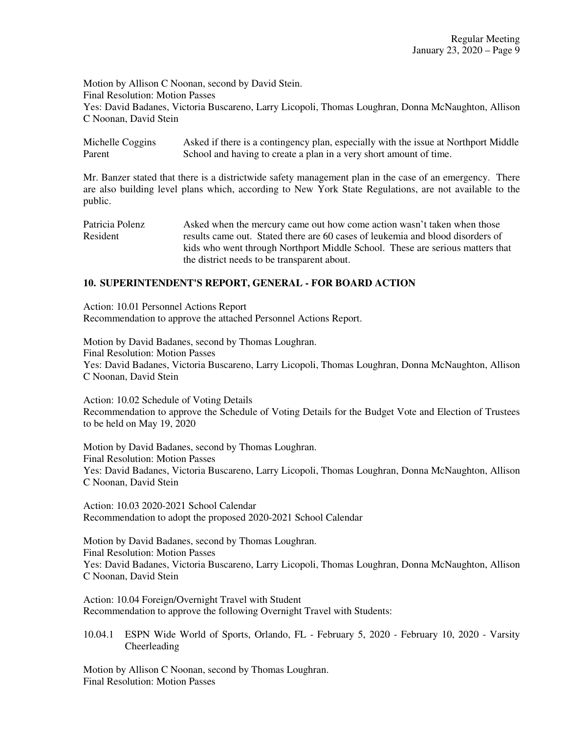Motion by Allison C Noonan, second by David Stein.
Final Resolution: Motion Passes
Yes: David Badanes, Victoria Buscareno, Larry Licopoli, Thomas Loughran, Donna McNaughton, Allison C Noonan, David Stein

| | |
|---|---|
| Michelle Coggins<br>Parent | Asked if there is a contingency plan, especially with the issue at Northport Middle School and having to create a plan in a very short amount of time. |

Mr. Banzer stated that there is a districtwide safety management plan in the case of an emergency. There are also building level plans which, according to New York State Regulations, are not available to the public.

| | |
|---|---|
| Patricia Polenz<br>Resident | Asked when the mercury came out how come action wasn't taken when those results came out. Stated there are 60 cases of leukemia and blood disorders of kids who went through Northport Middle School. These are serious matters that the district needs to be transparent about. |

## 10. SUPERINTENDENT'S REPORT, GENERAL - FOR BOARD ACTION

Action: 10.01 Personnel Actions Report
Recommendation to approve the attached Personnel Actions Report.

Motion by David Badanes, second by Thomas Loughran.
Final Resolution: Motion Passes
Yes: David Badanes, Victoria Buscareno, Larry Licopoli, Thomas Loughran, Donna McNaughton, Allison C Noonan, David Stein

Action: 10.02 Schedule of Voting Details
Recommendation to approve the Schedule of Voting Details for the Budget Vote and Election of Trustees to be held on May 19, 2020

Motion by David Badanes, second by Thomas Loughran.
Final Resolution: Motion Passes
Yes: David Badanes, Victoria Buscareno, Larry Licopoli, Thomas Loughran, Donna McNaughton, Allison C Noonan, David Stein

Action: 10.03 2020-2021 School Calendar
Recommendation to adopt the proposed 2020-2021 School Calendar

Motion by David Badanes, second by Thomas Loughran.
Final Resolution: Motion Passes
Yes: David Badanes, Victoria Buscareno, Larry Licopoli, Thomas Loughran, Donna McNaughton, Allison C Noonan, David Stein

Action: 10.04 Foreign/Overnight Travel with Student
Recommendation to approve the following Overnight Travel with Students:

10.04.1 ESPN Wide World of Sports, Orlando, FL - February 5, 2020 - February 10, 2020 - Varsity Cheerleading

Motion by Allison C Noonan, second by Thomas Loughran.
Final Resolution: Motion Passes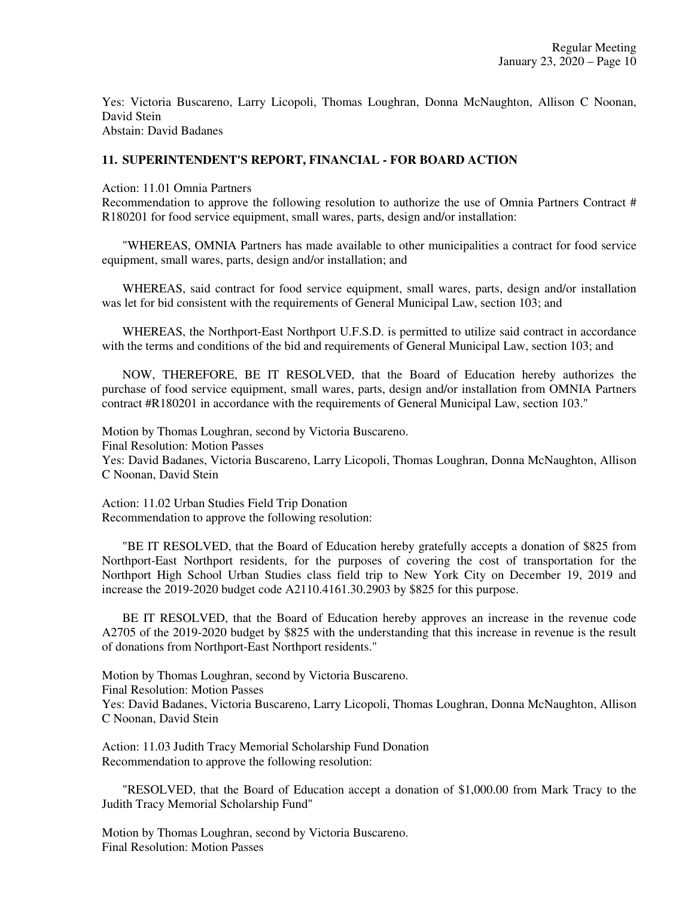Yes: Victoria Buscareno, Larry Licopoli, Thomas Loughran, Donna McNaughton, Allison C Noonan, David Stein
Abstain: David Badanes

## 11. SUPERINTENDENT'S REPORT, FINANCIAL - FOR BOARD ACTION

Action: 11.01 Omnia Partners
Recommendation to approve the following resolution to authorize the use of Omnia Partners Contract # R180201 for food service equipment, small wares, parts, design and/or installation:

"WHEREAS, OMNIA Partners has made available to other municipalities a contract for food service equipment, small wares, parts, design and/or installation; and

WHEREAS, said contract for food service equipment, small wares, parts, design and/or installation was let for bid consistent with the requirements of General Municipal Law, section 103; and

WHEREAS, the Northport-East Northport U.F.S.D. is permitted to utilize said contract in accordance with the terms and conditions of the bid and requirements of General Municipal Law, section 103; and

NOW, THEREFORE, BE IT RESOLVED, that the Board of Education hereby authorizes the purchase of food service equipment, small wares, parts, design and/or installation from OMNIA Partners contract #R180201 in accordance with the requirements of General Municipal Law, section 103."

Motion by Thomas Loughran, second by Victoria Buscareno.
Final Resolution: Motion Passes
Yes: David Badanes, Victoria Buscareno, Larry Licopoli, Thomas Loughran, Donna McNaughton, Allison C Noonan, David Stein

Action: 11.02 Urban Studies Field Trip Donation
Recommendation to approve the following resolution:

"BE IT RESOLVED, that the Board of Education hereby gratefully accepts a donation of $825 from Northport-East Northport residents, for the purposes of covering the cost of transportation for the Northport High School Urban Studies class field trip to New York City on December 19, 2019 and increase the 2019-2020 budget code A2110.4161.30.2903 by $825 for this purpose.

BE IT RESOLVED, that the Board of Education hereby approves an increase in the revenue code A2705 of the 2019-2020 budget by $825 with the understanding that this increase in revenue is the result of donations from Northport-East Northport residents."

Motion by Thomas Loughran, second by Victoria Buscareno.
Final Resolution: Motion Passes
Yes: David Badanes, Victoria Buscareno, Larry Licopoli, Thomas Loughran, Donna McNaughton, Allison C Noonan, David Stein

Action: 11.03 Judith Tracy Memorial Scholarship Fund Donation
Recommendation to approve the following resolution:

"RESOLVED, that the Board of Education accept a donation of $1,000.00 from Mark Tracy to the Judith Tracy Memorial Scholarship Fund"

Motion by Thomas Loughran, second by Victoria Buscareno.
Final Resolution: Motion Passes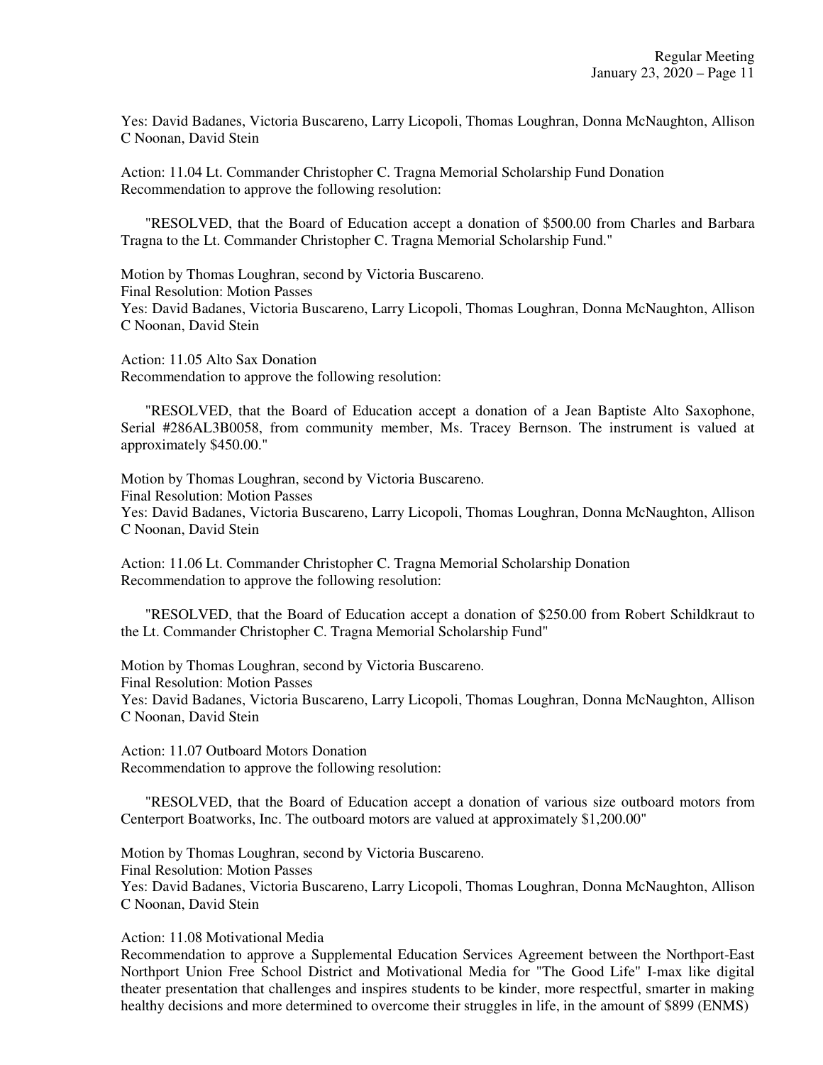Yes: David Badanes, Victoria Buscareno, Larry Licopoli, Thomas Loughran, Donna McNaughton, Allison C Noonan, David Stein

Action: 11.04 Lt. Commander Christopher C. Tragna Memorial Scholarship Fund Donation
Recommendation to approve the following resolution:

"RESOLVED, that the Board of Education accept a donation of $500.00 from Charles and Barbara Tragna to the Lt. Commander Christopher C. Tragna Memorial Scholarship Fund."

Motion by Thomas Loughran, second by Victoria Buscareno.
Final Resolution: Motion Passes
Yes: David Badanes, Victoria Buscareno, Larry Licopoli, Thomas Loughran, Donna McNaughton, Allison C Noonan, David Stein

Action: 11.05 Alto Sax Donation
Recommendation to approve the following resolution:

"RESOLVED, that the Board of Education accept a donation of a Jean Baptiste Alto Saxophone, Serial #286AL3B0058, from community member, Ms. Tracey Bernson. The instrument is valued at approximately $450.00."

Motion by Thomas Loughran, second by Victoria Buscareno.
Final Resolution: Motion Passes
Yes: David Badanes, Victoria Buscareno, Larry Licopoli, Thomas Loughran, Donna McNaughton, Allison C Noonan, David Stein

Action: 11.06 Lt. Commander Christopher C. Tragna Memorial Scholarship Donation
Recommendation to approve the following resolution:

"RESOLVED, that the Board of Education accept a donation of $250.00 from Robert Schildkraut to the Lt. Commander Christopher C. Tragna Memorial Scholarship Fund"

Motion by Thomas Loughran, second by Victoria Buscareno.
Final Resolution: Motion Passes
Yes: David Badanes, Victoria Buscareno, Larry Licopoli, Thomas Loughran, Donna McNaughton, Allison C Noonan, David Stein

Action: 11.07 Outboard Motors Donation
Recommendation to approve the following resolution:

"RESOLVED, that the Board of Education accept a donation of various size outboard motors from Centerport Boatworks, Inc. The outboard motors are valued at approximately $1,200.00"

Motion by Thomas Loughran, second by Victoria Buscareno.
Final Resolution: Motion Passes
Yes: David Badanes, Victoria Buscareno, Larry Licopoli, Thomas Loughran, Donna McNaughton, Allison C Noonan, David Stein

Action: 11.08 Motivational Media
Recommendation to approve a Supplemental Education Services Agreement between the Northport-East Northport Union Free School District and Motivational Media for "The Good Life" I-max like digital theater presentation that challenges and inspires students to be kinder, more respectful, smarter in making healthy decisions and more determined to overcome their struggles in life, in the amount of $899 (ENMS)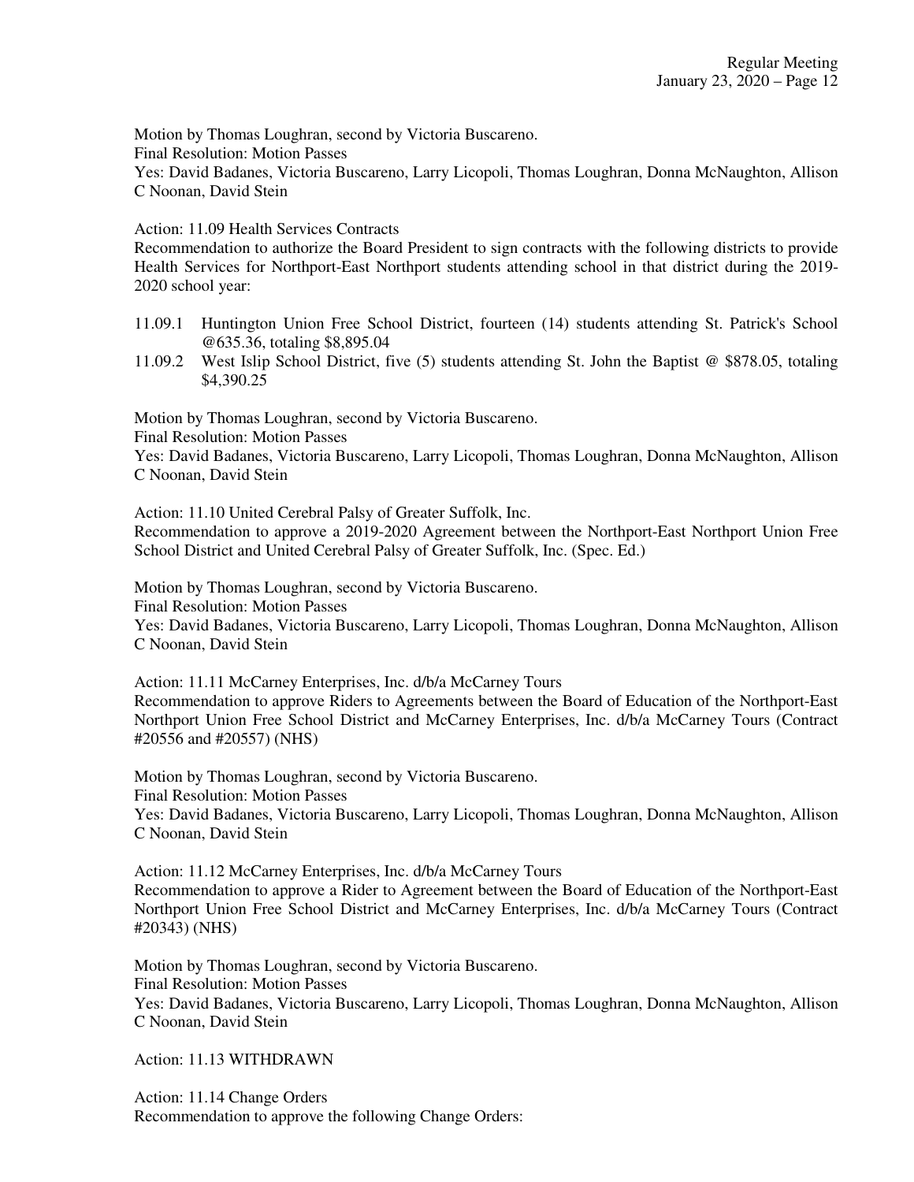Motion by Thomas Loughran, second by Victoria Buscareno.
Final Resolution: Motion Passes
Yes: David Badanes, Victoria Buscareno, Larry Licopoli, Thomas Loughran, Donna McNaughton, Allison C Noonan, David Stein

Action: 11.09 Health Services Contracts
Recommendation to authorize the Board President to sign contracts with the following districts to provide Health Services for Northport-East Northport students attending school in that district during the 2019-2020 school year:

11.09.1 Huntington Union Free School District, fourteen (14) students attending St. Patrick's School @635.36, totaling $8,895.04
11.09.2 West Islip School District, five (5) students attending St. John the Baptist @ $878.05, totaling $4,390.25

Motion by Thomas Loughran, second by Victoria Buscareno.
Final Resolution: Motion Passes
Yes: David Badanes, Victoria Buscareno, Larry Licopoli, Thomas Loughran, Donna McNaughton, Allison C Noonan, David Stein

Action: 11.10 United Cerebral Palsy of Greater Suffolk, Inc.
Recommendation to approve a 2019-2020 Agreement between the Northport-East Northport Union Free School District and United Cerebral Palsy of Greater Suffolk, Inc. (Spec. Ed.)

Motion by Thomas Loughran, second by Victoria Buscareno.
Final Resolution: Motion Passes
Yes: David Badanes, Victoria Buscareno, Larry Licopoli, Thomas Loughran, Donna McNaughton, Allison C Noonan, David Stein

Action: 11.11 McCarney Enterprises, Inc. d/b/a McCarney Tours
Recommendation to approve Riders to Agreements between the Board of Education of the Northport-East Northport Union Free School District and McCarney Enterprises, Inc. d/b/a McCarney Tours (Contract #20556 and #20557) (NHS)

Motion by Thomas Loughran, second by Victoria Buscareno.
Final Resolution: Motion Passes
Yes: David Badanes, Victoria Buscareno, Larry Licopoli, Thomas Loughran, Donna McNaughton, Allison C Noonan, David Stein

Action: 11.12 McCarney Enterprises, Inc. d/b/a McCarney Tours
Recommendation to approve a Rider to Agreement between the Board of Education of the Northport-East Northport Union Free School District and McCarney Enterprises, Inc. d/b/a McCarney Tours (Contract #20343) (NHS)

Motion by Thomas Loughran, second by Victoria Buscareno.
Final Resolution: Motion Passes
Yes: David Badanes, Victoria Buscareno, Larry Licopoli, Thomas Loughran, Donna McNaughton, Allison C Noonan, David Stein

Action: 11.13 WITHDRAWN

Action: 11.14 Change Orders
Recommendation to approve the following Change Orders: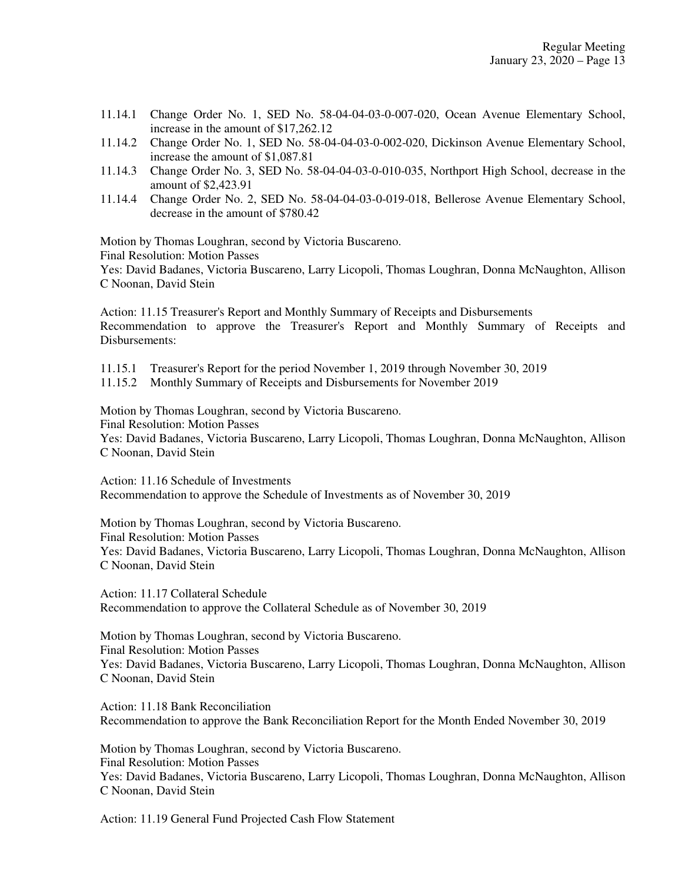11.14.1 Change Order No. 1, SED No. 58-04-04-03-0-007-020, Ocean Avenue Elementary School, increase in the amount of $17,262.12

11.14.2 Change Order No. 1, SED No. 58-04-04-03-0-002-020, Dickinson Avenue Elementary School, increase the amount of $1,087.81

11.14.3 Change Order No. 3, SED No. 58-04-04-03-0-010-035, Northport High School, decrease in the amount of $2,423.91

11.14.4 Change Order No. 2, SED No. 58-04-04-03-0-019-018, Bellerose Avenue Elementary School, decrease in the amount of $780.42

Motion by Thomas Loughran, second by Victoria Buscareno.
Final Resolution: Motion Passes
Yes: David Badanes, Victoria Buscareno, Larry Licopoli, Thomas Loughran, Donna McNaughton, Allison C Noonan, David Stein

Action: 11.15 Treasurer's Report and Monthly Summary of Receipts and Disbursements
Recommendation to approve the Treasurer's Report and Monthly Summary of Receipts and Disbursements:

11.15.1 Treasurer's Report for the period November 1, 2019 through November 30, 2019

11.15.2 Monthly Summary of Receipts and Disbursements for November 2019

Motion by Thomas Loughran, second by Victoria Buscareno.
Final Resolution: Motion Passes
Yes: David Badanes, Victoria Buscareno, Larry Licopoli, Thomas Loughran, Donna McNaughton, Allison C Noonan, David Stein

Action: 11.16 Schedule of Investments
Recommendation to approve the Schedule of Investments as of November 30, 2019

Motion by Thomas Loughran, second by Victoria Buscareno.
Final Resolution: Motion Passes
Yes: David Badanes, Victoria Buscareno, Larry Licopoli, Thomas Loughran, Donna McNaughton, Allison C Noonan, David Stein

Action: 11.17 Collateral Schedule
Recommendation to approve the Collateral Schedule as of November 30, 2019

Motion by Thomas Loughran, second by Victoria Buscareno.
Final Resolution: Motion Passes
Yes: David Badanes, Victoria Buscareno, Larry Licopoli, Thomas Loughran, Donna McNaughton, Allison C Noonan, David Stein

Action: 11.18 Bank Reconciliation
Recommendation to approve the Bank Reconciliation Report for the Month Ended November 30, 2019

Motion by Thomas Loughran, second by Victoria Buscareno.
Final Resolution: Motion Passes
Yes: David Badanes, Victoria Buscareno, Larry Licopoli, Thomas Loughran, Donna McNaughton, Allison C Noonan, David Stein

Action: 11.19 General Fund Projected Cash Flow Statement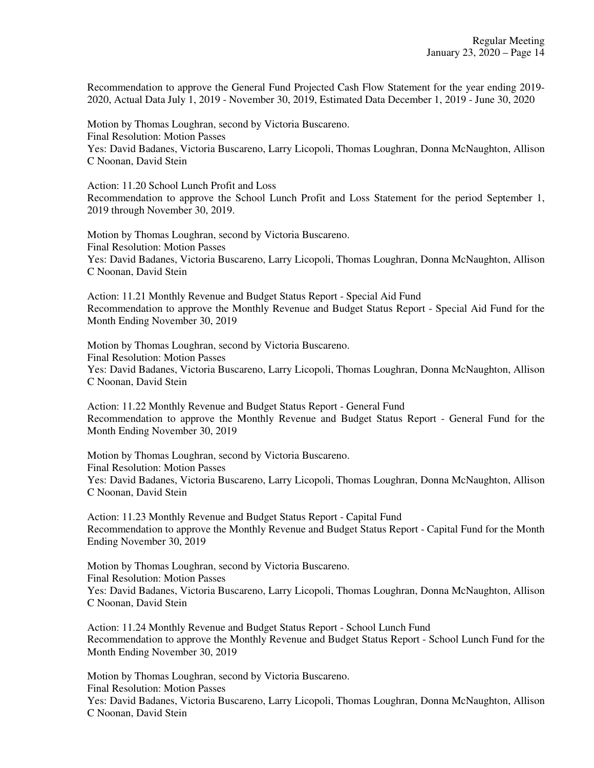Recommendation to approve the General Fund Projected Cash Flow Statement for the year ending 2019-2020, Actual Data July 1, 2019 - November 30, 2019, Estimated Data December 1, 2019 - June 30, 2020

Motion by Thomas Loughran, second by Victoria Buscareno.
Final Resolution: Motion Passes
Yes: David Badanes, Victoria Buscareno, Larry Licopoli, Thomas Loughran, Donna McNaughton, Allison C Noonan, David Stein

Action: 11.20 School Lunch Profit and Loss
Recommendation to approve the School Lunch Profit and Loss Statement for the period September 1, 2019 through November 30, 2019.

Motion by Thomas Loughran, second by Victoria Buscareno.
Final Resolution: Motion Passes
Yes: David Badanes, Victoria Buscareno, Larry Licopoli, Thomas Loughran, Donna McNaughton, Allison C Noonan, David Stein

Action: 11.21 Monthly Revenue and Budget Status Report - Special Aid Fund
Recommendation to approve the Monthly Revenue and Budget Status Report - Special Aid Fund for the Month Ending November 30, 2019

Motion by Thomas Loughran, second by Victoria Buscareno.
Final Resolution: Motion Passes
Yes: David Badanes, Victoria Buscareno, Larry Licopoli, Thomas Loughran, Donna McNaughton, Allison C Noonan, David Stein

Action: 11.22 Monthly Revenue and Budget Status Report - General Fund
Recommendation to approve the Monthly Revenue and Budget Status Report - General Fund for the Month Ending November 30, 2019

Motion by Thomas Loughran, second by Victoria Buscareno.
Final Resolution: Motion Passes
Yes: David Badanes, Victoria Buscareno, Larry Licopoli, Thomas Loughran, Donna McNaughton, Allison C Noonan, David Stein

Action: 11.23 Monthly Revenue and Budget Status Report - Capital Fund
Recommendation to approve the Monthly Revenue and Budget Status Report - Capital Fund for the Month Ending November 30, 2019

Motion by Thomas Loughran, second by Victoria Buscareno.
Final Resolution: Motion Passes
Yes: David Badanes, Victoria Buscareno, Larry Licopoli, Thomas Loughran, Donna McNaughton, Allison C Noonan, David Stein

Action: 11.24 Monthly Revenue and Budget Status Report - School Lunch Fund
Recommendation to approve the Monthly Revenue and Budget Status Report - School Lunch Fund for the Month Ending November 30, 2019

Motion by Thomas Loughran, second by Victoria Buscareno.
Final Resolution: Motion Passes
Yes: David Badanes, Victoria Buscareno, Larry Licopoli, Thomas Loughran, Donna McNaughton, Allison C Noonan, David Stein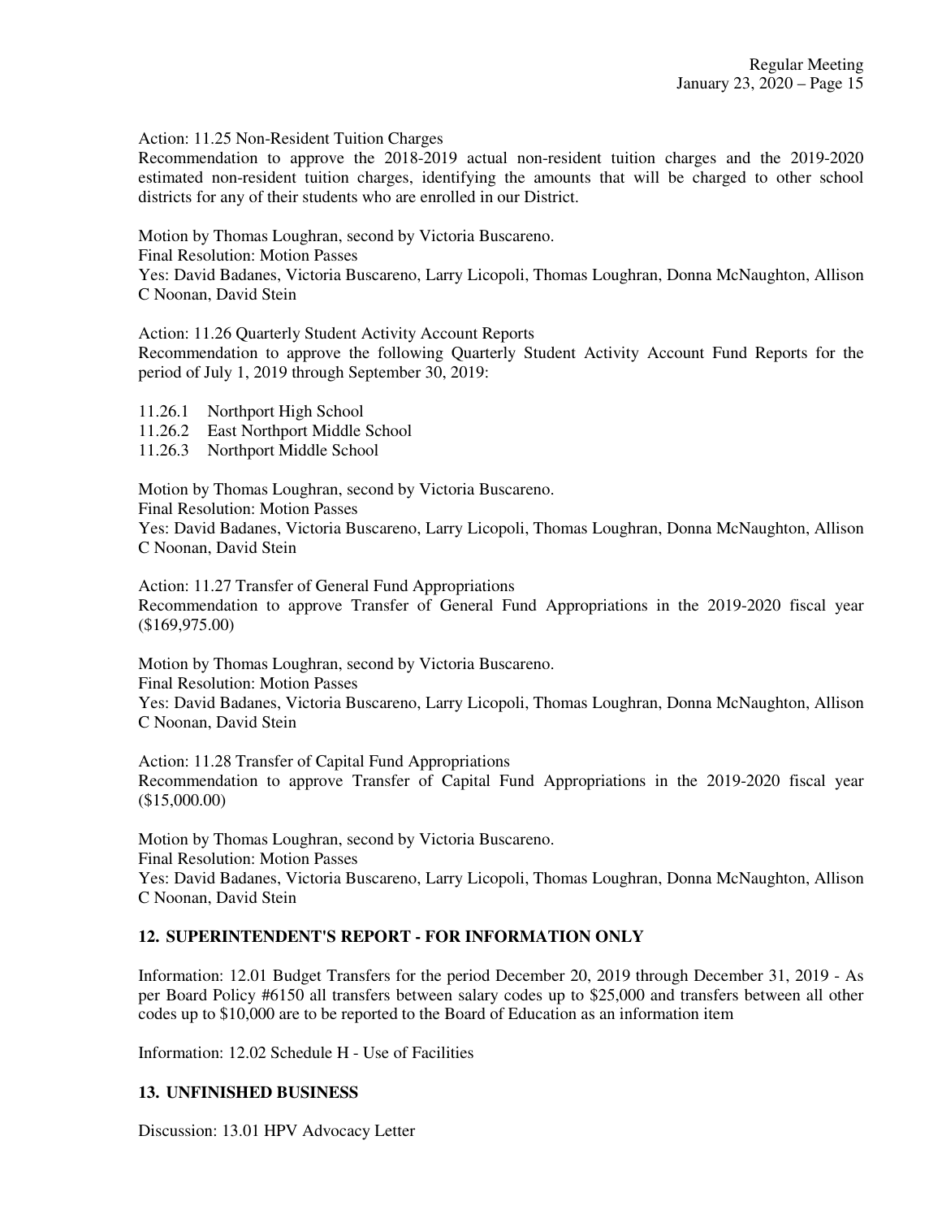Action: 11.25 Non-Resident Tuition Charges
Recommendation to approve the 2018-2019 actual non-resident tuition charges and the 2019-2020 estimated non-resident tuition charges, identifying the amounts that will be charged to other school districts for any of their students who are enrolled in our District.

Motion by Thomas Loughran, second by Victoria Buscareno.
Final Resolution: Motion Passes
Yes: David Badanes, Victoria Buscareno, Larry Licopoli, Thomas Loughran, Donna McNaughton, Allison C Noonan, David Stein

Action: 11.26 Quarterly Student Activity Account Reports
Recommendation to approve the following Quarterly Student Activity Account Fund Reports for the period of July 1, 2019 through September 30, 2019:

11.26.1 Northport High School
11.26.2 East Northport Middle School
11.26.3 Northport Middle School

Motion by Thomas Loughran, second by Victoria Buscareno.
Final Resolution: Motion Passes
Yes: David Badanes, Victoria Buscareno, Larry Licopoli, Thomas Loughran, Donna McNaughton, Allison C Noonan, David Stein

Action: 11.27 Transfer of General Fund Appropriations
Recommendation to approve Transfer of General Fund Appropriations in the 2019-2020 fiscal year ($169,975.00)

Motion by Thomas Loughran, second by Victoria Buscareno.
Final Resolution: Motion Passes
Yes: David Badanes, Victoria Buscareno, Larry Licopoli, Thomas Loughran, Donna McNaughton, Allison C Noonan, David Stein

Action: 11.28 Transfer of Capital Fund Appropriations
Recommendation to approve Transfer of Capital Fund Appropriations in the 2019-2020 fiscal year ($15,000.00)

Motion by Thomas Loughran, second by Victoria Buscareno.
Final Resolution: Motion Passes
Yes: David Badanes, Victoria Buscareno, Larry Licopoli, Thomas Loughran, Donna McNaughton, Allison C Noonan, David Stein

## 12. SUPERINTENDENT'S REPORT - FOR INFORMATION ONLY

Information: 12.01 Budget Transfers for the period December 20, 2019 through December 31, 2019 - As per Board Policy #6150 all transfers between salary codes up to $25,000 and transfers between all other codes up to $10,000 are to be reported to the Board of Education as an information item

Information: 12.02 Schedule H - Use of Facilities

## 13. UNFINISHED BUSINESS

Discussion: 13.01 HPV Advocacy Letter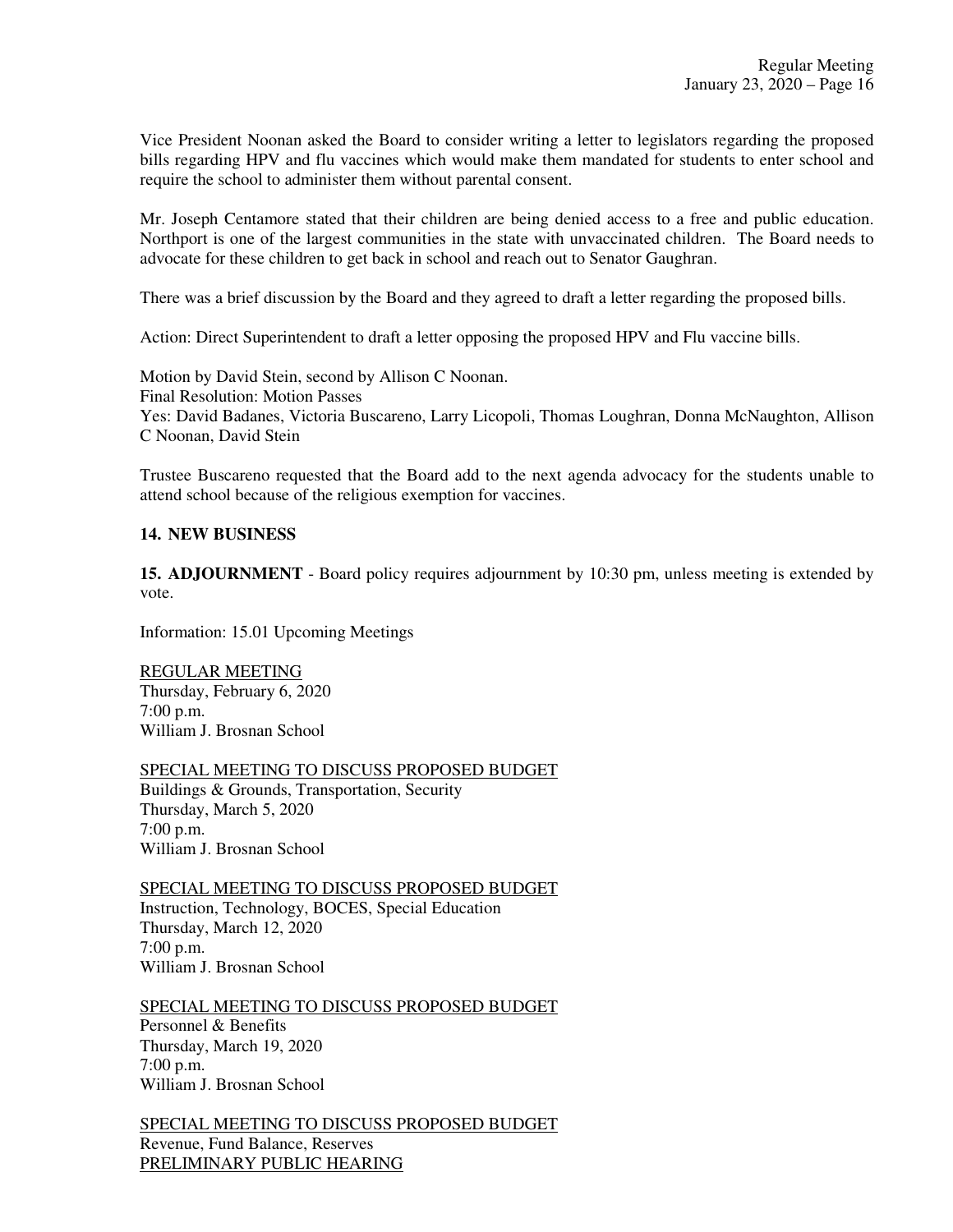Vice President Noonan asked the Board to consider writing a letter to legislators regarding the proposed bills regarding HPV and flu vaccines which would make them mandated for students to enter school and require the school to administer them without parental consent.

Mr. Joseph Centamore stated that their children are being denied access to a free and public education. Northport is one of the largest communities in the state with unvaccinated children. The Board needs to advocate for these children to get back in school and reach out to Senator Gaughran.

There was a brief discussion by the Board and they agreed to draft a letter regarding the proposed bills.

Action: Direct Superintendent to draft a letter opposing the proposed HPV and Flu vaccine bills.

Motion by David Stein, second by Allison C Noonan.
Final Resolution: Motion Passes
Yes: David Badanes, Victoria Buscareno, Larry Licopoli, Thomas Loughran, Donna McNaughton, Allison C Noonan, David Stein

Trustee Buscareno requested that the Board add to the next agenda advocacy for the students unable to attend school because of the religious exemption for vaccines.

**14. NEW BUSINESS**

**15. ADJOURNMENT** - Board policy requires adjournment by 10:30 pm, unless meeting is extended by vote.

Information: 15.01 Upcoming Meetings

<u>REGULAR MEETING</u>
Thursday, February 6, 2020
7:00 p.m.
William J. Brosnan School

<u>SPECIAL MEETING TO DISCUSS PROPOSED BUDGET</u>
Buildings & Grounds, Transportation, Security
Thursday, March 5, 2020
7:00 p.m.
William J. Brosnan School

<u>SPECIAL MEETING TO DISCUSS PROPOSED BUDGET</u>
Instruction, Technology, BOCES, Special Education
Thursday, March 12, 2020
7:00 p.m.
William J. Brosnan School

<u>SPECIAL MEETING TO DISCUSS PROPOSED BUDGET</u>
Personnel & Benefits
Thursday, March 19, 2020
7:00 p.m.
William J. Brosnan School

<u>SPECIAL MEETING TO DISCUSS PROPOSED BUDGET</u>
Revenue, Fund Balance, Reserves
<u>PRELIMINARY PUBLIC HEARING</u>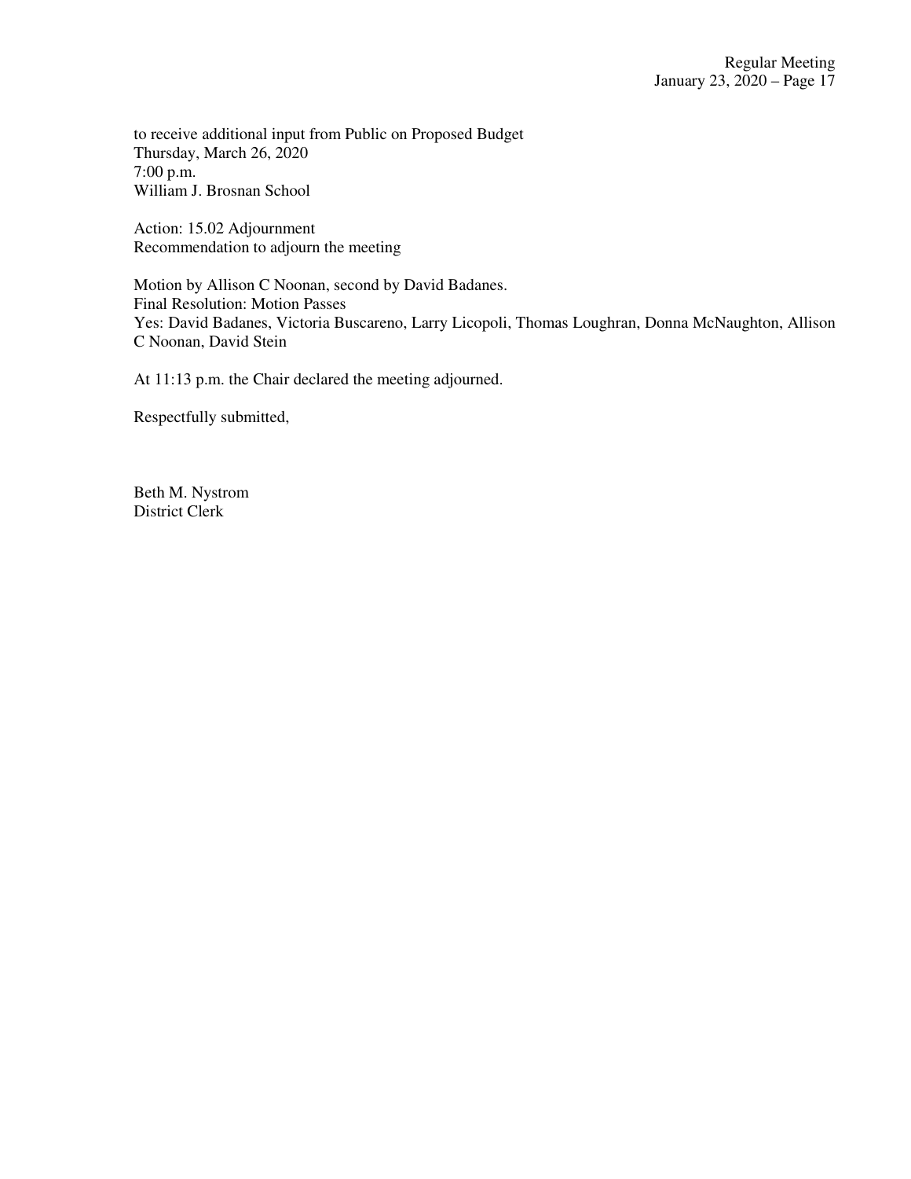to receive additional input from Public on Proposed Budget
Thursday, March 26, 2020
7:00 p.m.
William J. Brosnan School

Action: 15.02 Adjournment
Recommendation to adjourn the meeting

Motion by Allison C Noonan, second by David Badanes.
Final Resolution: Motion Passes
Yes: David Badanes, Victoria Buscareno, Larry Licopoli, Thomas Loughran, Donna McNaughton, Allison C Noonan, David Stein

At 11:13 p.m. the Chair declared the meeting adjourned.

Respectfully submitted,

Beth M. Nystrom
District Clerk